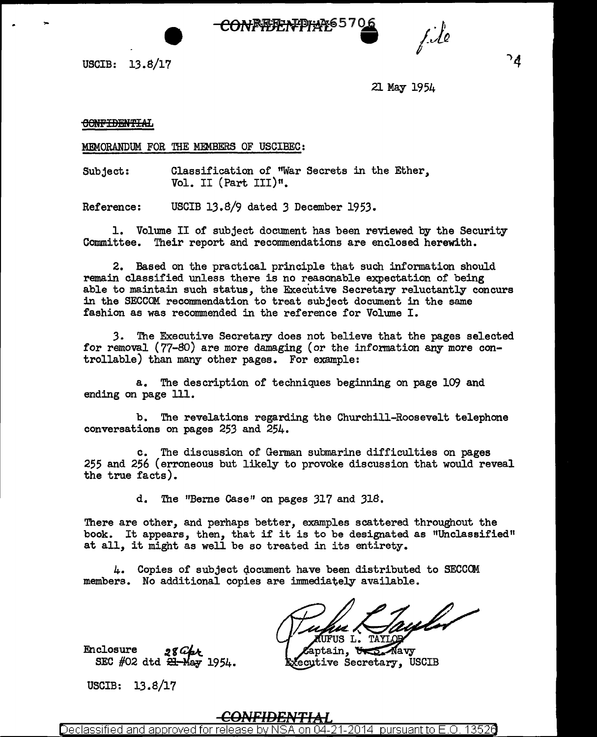CONFIDENTIAL

USCIB: 13.8/17

21 May 1954

~~CONFIDENTIAL~~

MEMORANDUM FOR THE MEMBERS OF USCIBEC:

Subject: Classification of "War Secrets in the Ether, Vol. II (Part III)".

Reference: USCIB 13.8/9 dated 3 December 1953.

1. Volume II of subject document has been reviewed by the Security Committee. Their report and recommendations are enclosed herewith.

2. Based on the practical principle that such information should remain classified unless there is no reasonable expectation of being able to maintain such status, the Executive Secretary reluctantly concurs in the SECCOM recommendation to treat subject document in the same fashion as was recommended in the reference for Volume I.

3. The Executive Secretary does not believe that the pages selected for removal (77-80) are more damaging (or the information any more controllable) than many other pages. For example:

a. The description of techniques beginning on page 109 and ending on page 111.

b. The revelations regarding the Churchill-Roosevelt telephone conversations on pages 253 and 254.

c. The discussion of German submarine difficulties on pages 255 and 256 (erroneous but likely to provoke discussion that would reveal the true facts).

d. The "Berne Case" on pages 317 and 318.

There are other, and perhaps better, examples scattered throughout the book. It appears, then, that if it is to be designated as "Unclassified" at all, it might as well be so treated in its entirety.

4. Copies of subject document have been distributed to SECCOM members. No additional copies are immediately available.

RUFUS L. TAYLOR
Captain, ~~U.S.~~ Navy
Executive Secretary, USCIB

Enclosure
SEC #02 dtd 28 Apr ~~21 May~~ 1954.

USCIB: 13.8/17

CONFIDENTIAL

Declassified and approved for release by NSA on 04-21-2014 pursuant to E.O. 13526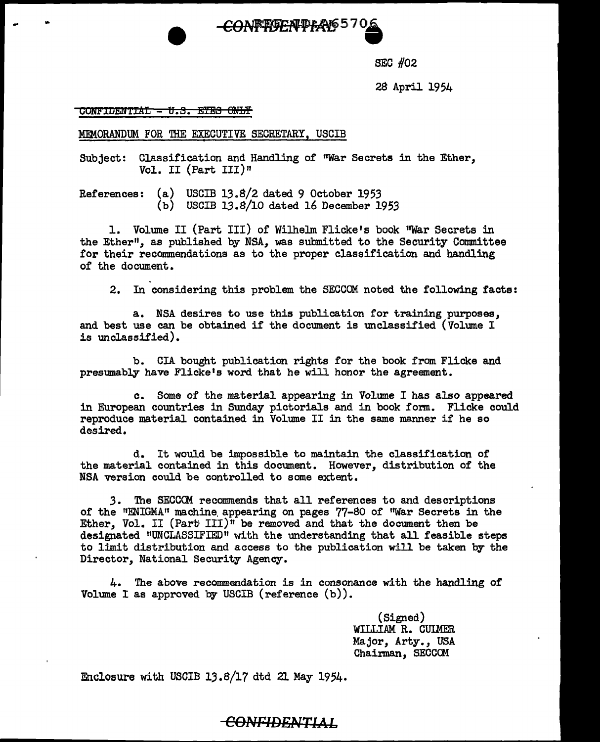CONFIDENTIAL

SEC #02

28 April 1954

~~CONFIDENTIAL - U.S. EYES ONLY~~

MEMORANDUM FOR THE EXECUTIVE SECRETARY, USCIB

Subject: Classification and Handling of "War Secrets in the Ether, Vol. II (Part III)"

References: (a) USCIB 13.8/2 dated 9 October 1953
(b) USCIB 13.8/10 dated 16 December 1953

1. Volume II (Part III) of Wilhelm Flicke's book "War Secrets in the Ether", as published by NSA, was submitted to the Security Committee for their recommendations as to the proper classification and handling of the document.

2. In considering this problem the SECCOM noted the following facts:

a. NSA desires to use this publication for training purposes, and best use can be obtained if the document is unclassified (Volume I is unclassified).

b. CIA bought publication rights for the book from Flicke and presumably have Flicke's word that he will honor the agreement.

c. Some of the material appearing in Volume I has also appeared in European countries in Sunday pictorials and in book form. Flicke could reproduce material contained in Volume II in the same manner if he so desired.

d. It would be impossible to maintain the classification of the material contained in this document. However, distribution of the NSA version could be controlled to some extent.

3. The SECCOM recommends that all references to and descriptions of the "ENIGMA" machine appearing on pages 77-80 of "War Secrets in the Ether, Vol. II (Part III)" be removed and that the document then be designated "UNCLASSIFIED" with the understanding that all feasible steps to limit distribution and access to the publication will be taken by the Director, National Security Agency.

4. The above recommendation is in consonance with the handling of Volume I as approved by USCIB (reference (b)).

(Signed)
WILLIAM R. CULMER
Major, Arty., USA
Chairman, SECCOM

Enclosure with USCIB 13.8/17 dtd 21 May 1954.

CONFIDENTIAL